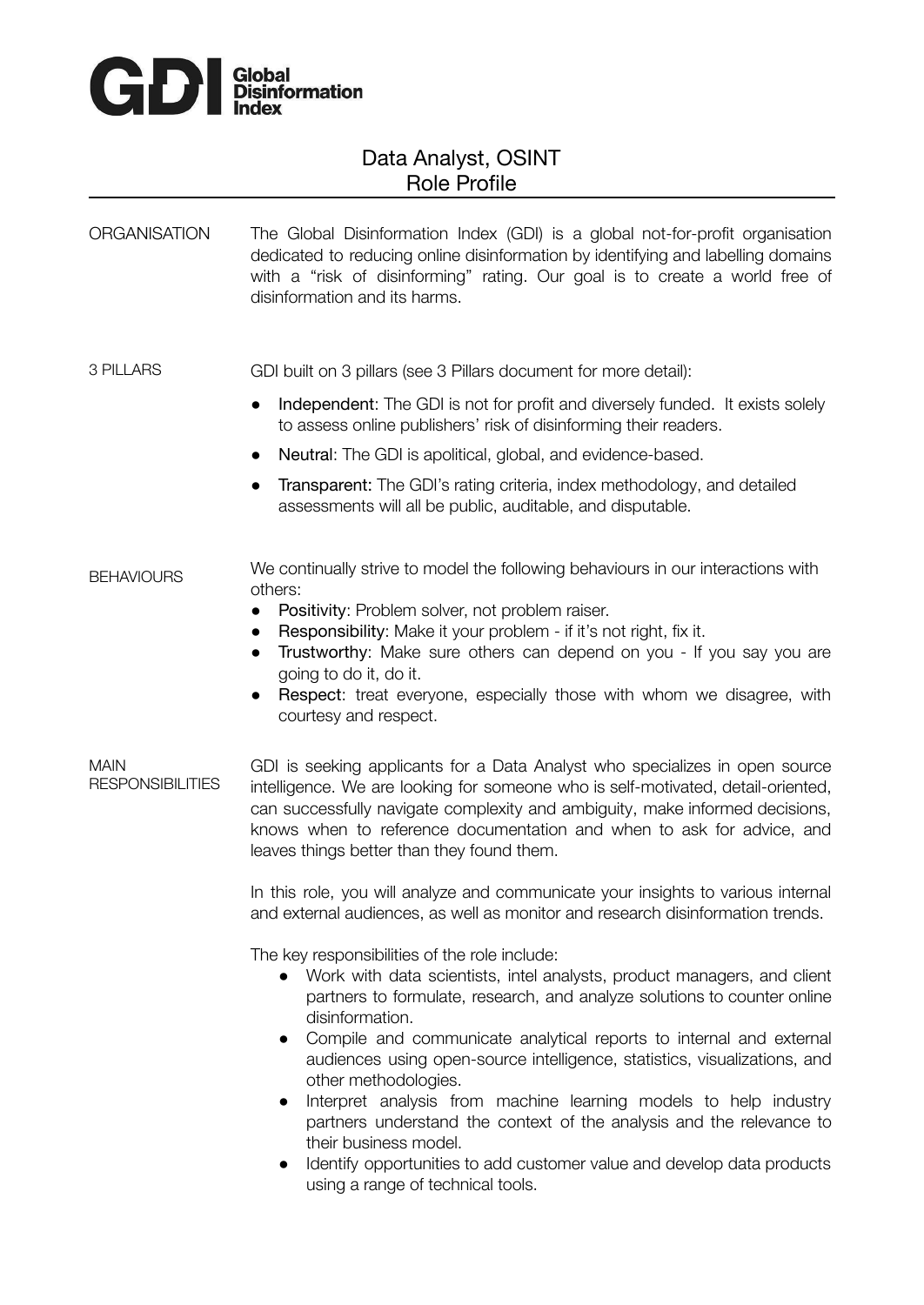**GDI** Global Disinformation Index

# Data Analyst, OSINT
## Role Profile

**ORGANISATION**

The Global Disinformation Index (GDI) is a global not-for-profit organisation dedicated to reducing online disinformation by identifying and labelling domains with a "risk of disinforming" rating. Our goal is to create a world free of disinformation and its harms.

**3 PILLARS**

GDI built on 3 pillars (see 3 Pillars document for more detail):

- **Independent**: The GDI is not for profit and diversely funded. It exists solely to assess online publishers' risk of disinforming their readers.
- **Neutral**: The GDI is apolitical, global, and evidence-based.
- **Transparent:** The GDI's rating criteria, index methodology, and detailed assessments will all be public, auditable, and disputable.

**BEHAVIOURS**

We continually strive to model the following behaviours in our interactions with others:

- **Positivity**: Problem solver, not problem raiser.
- **Responsibility**: Make it your problem - if it's not right, fix it.
- **Trustworthy**: Make sure others can depend on you - If you say you are going to do it, do it.
- **Respect**: treat everyone, especially those with whom we disagree, with courtesy and respect.

**MAIN RESPONSIBILITIES**

GDI is seeking applicants for a Data Analyst who specializes in open source intelligence. We are looking for someone who is self-motivated, detail-oriented, can successfully navigate complexity and ambiguity, make informed decisions, knows when to reference documentation and when to ask for advice, and leaves things better than they found them.

In this role, you will analyze and communicate your insights to various internal and external audiences, as well as monitor and research disinformation trends.

The key responsibilities of the role include:

- Work with data scientists, intel analysts, product managers, and client partners to formulate, research, and analyze solutions to counter online disinformation.
- Compile and communicate analytical reports to internal and external audiences using open-source intelligence, statistics, visualizations, and other methodologies.
- Interpret analysis from machine learning models to help industry partners understand the context of the analysis and the relevance to their business model.
- Identify opportunities to add customer value and develop data products using a range of technical tools.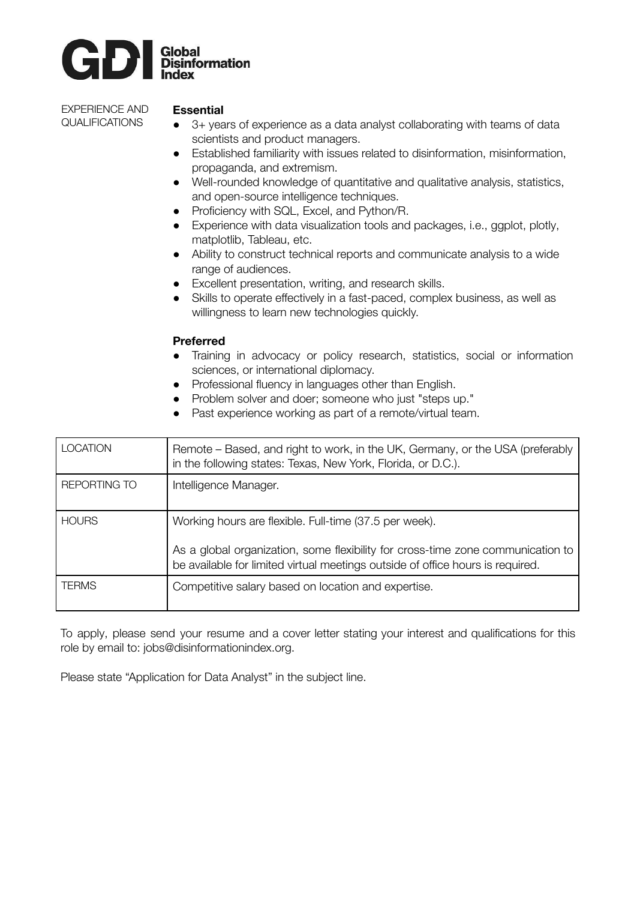EXPERIENCE AND QUALIFICATIONS

**Essential**

- 3+ years of experience as a data analyst collaborating with teams of data scientists and product managers.
- Established familiarity with issues related to disinformation, misinformation, propaganda, and extremism.
- Well-rounded knowledge of quantitative and qualitative analysis, statistics, and open-source intelligence techniques.
- Proficiency with SQL, Excel, and Python/R.
- Experience with data visualization tools and packages, i.e., ggplot, plotly, matplotlib, Tableau, etc.
- Ability to construct technical reports and communicate analysis to a wide range of audiences.
- Excellent presentation, writing, and research skills.
- Skills to operate effectively in a fast-paced, complex business, as well as willingness to learn new technologies quickly.

**Preferred**

- Training in advocacy or policy research, statistics, social or information sciences, or international diplomacy.
- Professional fluency in languages other than English.
- Problem solver and doer; someone who just "steps up."
- Past experience working as part of a remote/virtual team.

| | |
|---|---|
| LOCATION | Remote – Based, and right to work, in the UK, Germany, or the USA (preferably in the following states: Texas, New York, Florida, or D.C.). |
| REPORTING TO | Intelligence Manager. |
| HOURS | Working hours are flexible. Full-time (37.5 per week).<br><br>As a global organization, some flexibility for cross-time zone communication to be available for limited virtual meetings outside of office hours is required. |
| TERMS | Competitive salary based on location and expertise. |

To apply, please send your resume and a cover letter stating your interest and qualifications for this role by email to: jobs@disinformationindex.org.

Please state "Application for Data Analyst" in the subject line.